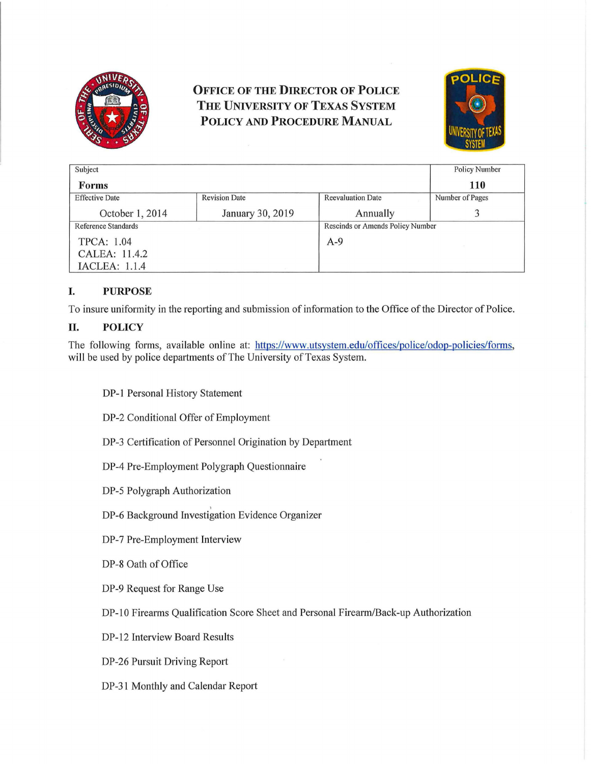# OFFICE OF THE DIRECTOR OF POLICE
# THE UNIVERSITY OF TEXAS SYSTEM
# POLICY AND PROCEDURE MANUAL

| Subject | | | Policy Number |
|---|---|---|---|
| **Forms** | | | **110** |
| Effective Date | Revision Date | Reevaluation Date | Number of Pages |
| October 1, 2014 | January 30, 2019 | Annually | 3 |
| Reference Standards | | Rescinds or Amends Policy Number | |
| TPCA: 1.04<br>CALEA: 11.4.2<br>IACLEA: 1.1.4 | | A-9 | |

## I. PURPOSE

To insure uniformity in the reporting and submission of information to the Office of the Director of Police.

## II. POLICY

The following forms, available online at: https://www.utsystem.edu/offices/police/odop-policies/forms, will be used by police departments of The University of Texas System.

DP-1 Personal History Statement

DP-2 Conditional Offer of Employment

DP-3 Certification of Personnel Origination by Department

DP-4 Pre-Employment Polygraph Questionnaire

DP-5 Polygraph Authorization

DP-6 Background Investigation Evidence Organizer

DP-7 Pre-Employment Interview

DP-8 Oath of Office

DP-9 Request for Range Use

DP-10 Firearms Qualification Score Sheet and Personal Firearm/Back-up Authorization

DP-12 Interview Board Results

DP-26 Pursuit Driving Report

DP-31 Monthly and Calendar Report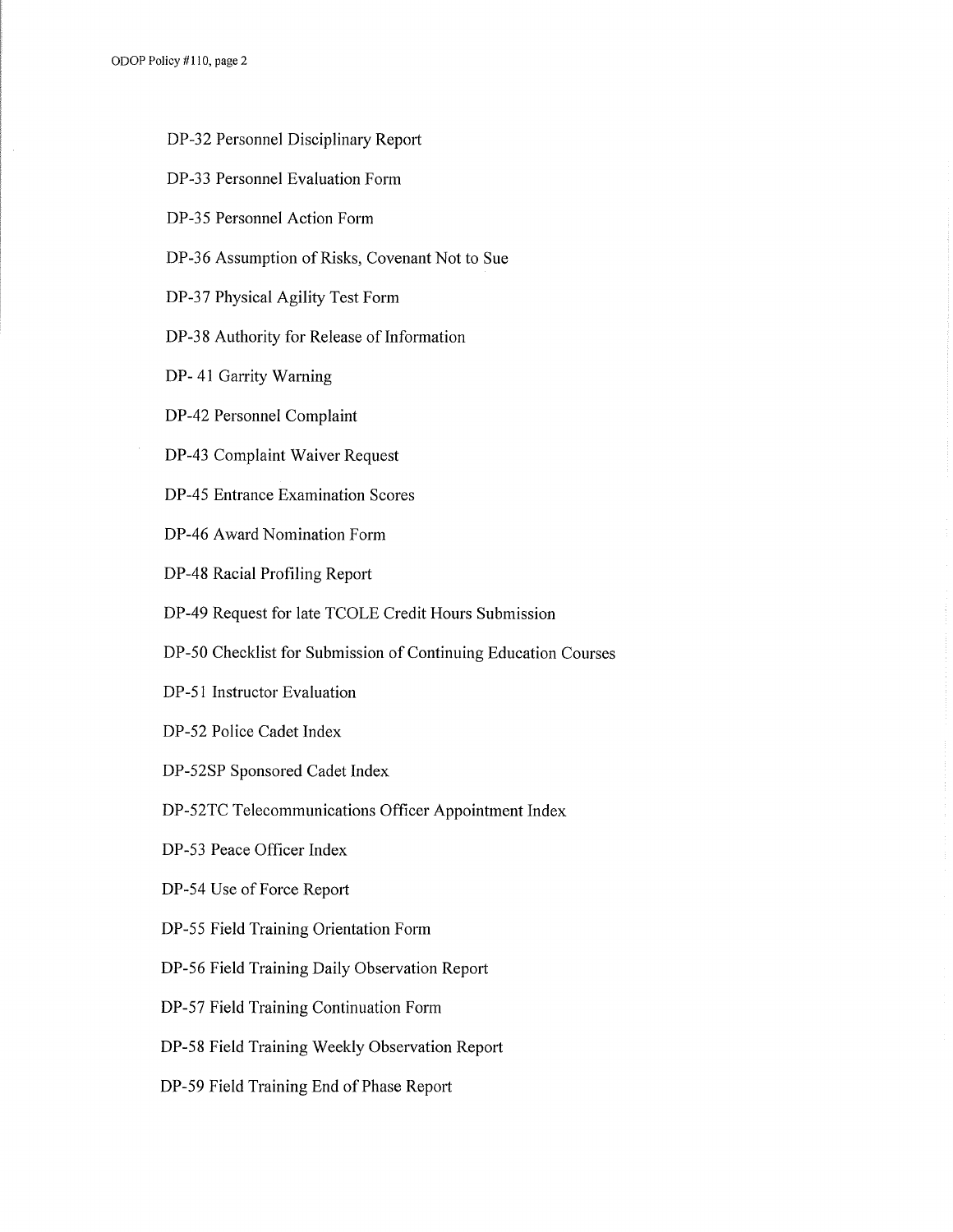DP-32 Personnel Disciplinary Report

DP-33 Personnel Evaluation Form

DP-35 Personnel Action Form

DP-36 Assumption of Risks, Covenant Not to Sue

DP-37 Physical Agility Test Form

DP-38 Authority for Release of Information

DP- 41 Garrity Warning

DP-42 Personnel Complaint

DP-43 Complaint Waiver Request

DP-45 Entrance Examination Scores

DP-46 Award Nomination Form

DP-48 Racial Profiling Report

DP-49 Request for late TCOLE Credit Hours Submission

DP-50 Checklist for Submission of Continuing Education Courses

DP-51 Instructor Evaluation

DP-52 Police Cadet Index

DP-52SP Sponsored Cadet Index

DP-52TC Telecommunications Officer Appointment Index

DP-53 Peace Officer Index

DP-54 Use of Force Report

DP-55 Field Training Orientation Form

DP-56 Field Training Daily Observation Report

DP-57 Field Training Continuation Form

DP-58 Field Training Weekly Observation Report

DP-59 Field Training End of Phase Report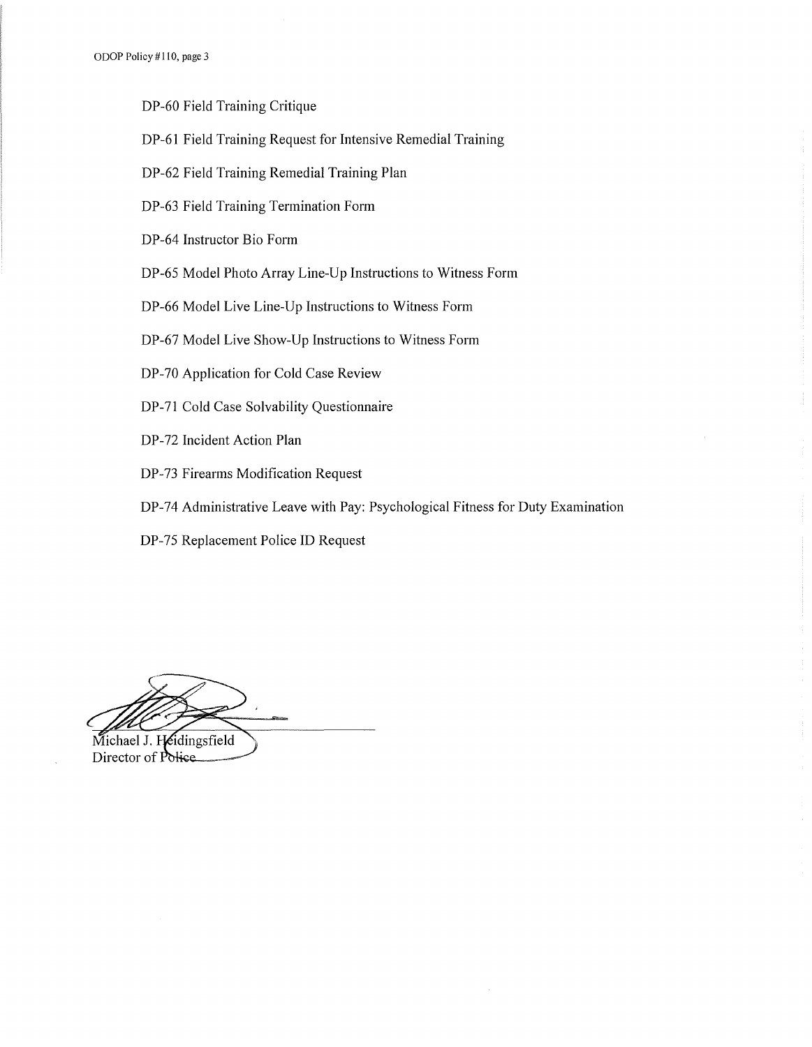DP-60 Field Training Critique

DP-61 Field Training Request for Intensive Remedial Training

DP-62 Field Training Remedial Training Plan

DP-63 Field Training Termination Form

DP-64 Instructor Bio Form

DP-65 Model Photo Array Line-Up Instructions to Witness Form

DP-66 Model Live Line-Up Instructions to Witness Form

DP-67 Model Live Show-Up Instructions to Witness Form

DP-70 Application for Cold Case Review

DP-71 Cold Case Solvability Questionnaire

DP-72 Incident Action Plan

DP-73 Firearms Modification Request

DP-74 Administrative Leave with Pay: Psychological Fitness for Duty Examination

DP-75 Replacement Police ID Request

Michael J. Heidingsfield
Director of Police